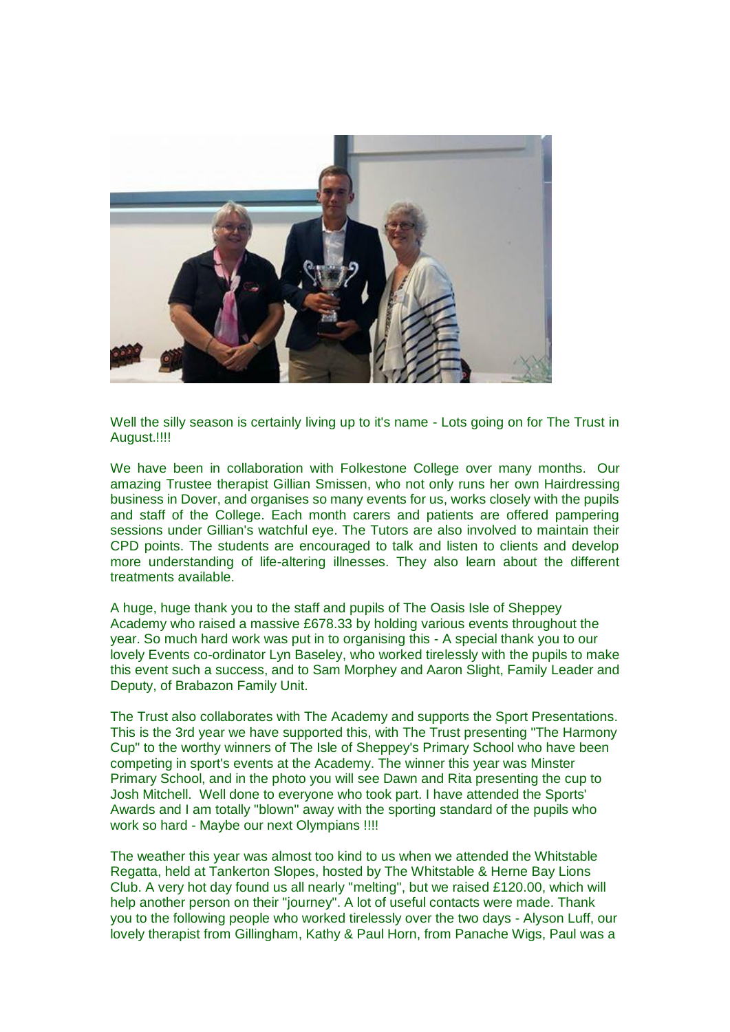Well the silly season is certainly living up to it's name - Lots going on for The Trust in August.!!!!

We have been in collaboration with Folkestone College over many months. Our amazing Trustee therapist Gillian Smissen, who not only runs her own Hairdressing business in Dover, and organises so many events for us, works closely with the pupils and staff of the College. Each month carers and patients are offered pampering sessions under Gillian's watchful eye. The Tutors are also involved to maintain their CPD points. The students are encouraged to talk and listen to clients and develop more understanding of life-altering illnesses. They also learn about the different treatments available.

A huge, huge thank you to the staff and pupils of The Oasis Isle of Sheppey Academy who raised a massive £678.33 by holding various events throughout the year. So much hard work was put in to organising this - A special thank you to our lovely Events co-ordinator Lyn Baseley, who worked tirelessly with the pupils to make this event such a success, and to Sam Morphey and Aaron Slight, Family Leader and Deputy, of Brabazon Family Unit.

The Trust also collaborates with The Academy and supports the Sport Presentations. This is the 3rd year we have supported this, with The Trust presenting "The Harmony Cup" to the worthy winners of The Isle of Sheppey's Primary School who have been competing in sport's events at the Academy. The winner this year was Minster Primary School, and in the photo you will see Dawn and Rita presenting the cup to Josh Mitchell. Well done to everyone who took part. I have attended the Sports' Awards and I am totally "blown" away with the sporting standard of the pupils who work so hard - Maybe our next Olympians !!!!

The weather this year was almost too kind to us when we attended the Whitstable Regatta, held at Tankerton Slopes, hosted by The Whitstable & Herne Bay Lions Club. A very hot day found us all nearly "melting", but we raised £120.00, which will help another person on their "journey". A lot of useful contacts were made. Thank you to the following people who worked tirelessly over the two days - Alyson Luff, our lovely therapist from Gillingham, Kathy & Paul Horn, from Panache Wigs, Paul was a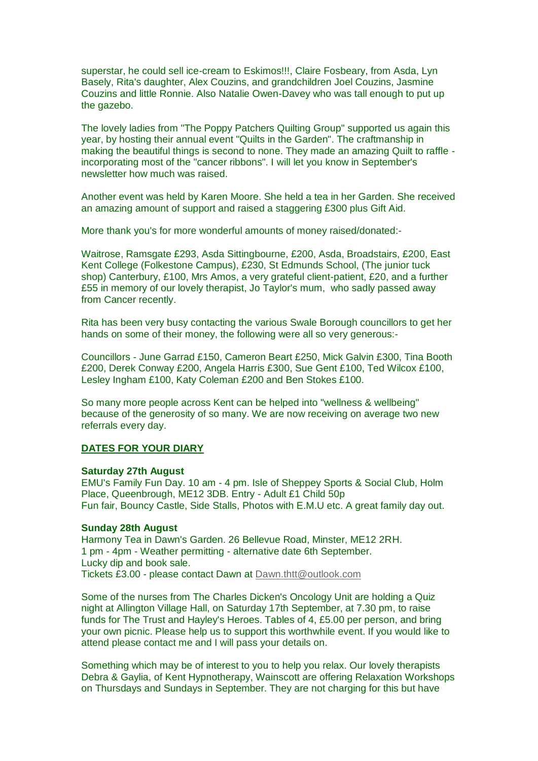superstar, he could sell ice-cream to Eskimos!!!, Claire Fosbeary, from Asda, Lyn Basely, Rita's daughter, Alex Couzins, and grandchildren Joel Couzins, Jasmine Couzins and little Ronnie. Also Natalie Owen-Davey who was tall enough to put up the gazebo.

The lovely ladies from "The Poppy Patchers Quilting Group" supported us again this year, by hosting their annual event "Quilts in the Garden". The craftmanship in making the beautiful things is second to none. They made an amazing Quilt to raffle - incorporating most of the "cancer ribbons". I will let you know in September's newsletter how much was raised.

Another event was held by Karen Moore. She held a tea in her Garden. She received an amazing amount of support and raised a staggering £300 plus Gift Aid.

More thank you's for more wonderful amounts of money raised/donated:-

Waitrose, Ramsgate £293, Asda Sittingbourne, £200, Asda, Broadstairs, £200, East Kent College (Folkestone Campus), £230, St Edmunds School, (The junior tuck shop) Canterbury, £100, Mrs Amos, a very grateful client-patient, £20, and a further £55 in memory of our lovely therapist, Jo Taylor's mum, who sadly passed away from Cancer recently.

Rita has been very busy contacting the various Swale Borough councillors to get her hands on some of their money, the following were all so very generous:-

Councillors - June Garrad £150, Cameron Beart £250, Mick Galvin £300, Tina Booth £200, Derek Conway £200, Angela Harris £300, Sue Gent £100, Ted Wilcox £100, Lesley Ingham £100, Katy Coleman £200 and Ben Stokes £100.

So many more people across Kent can be helped into "wellness & wellbeing" because of the generosity of so many. We are now receiving on average two new referrals every day.

## DATES FOR YOUR DIARY

**Saturday 27th August**
EMU's Family Fun Day. 10 am - 4 pm. Isle of Sheppey Sports & Social Club, Holm Place, Queenbrough, ME12 3DB. Entry - Adult £1 Child 50p
Fun fair, Bouncy Castle, Side Stalls, Photos with E.M.U etc. A great family day out.

**Sunday 28th August**
Harmony Tea in Dawn's Garden. 26 Bellevue Road, Minster, ME12 2RH.
1 pm - 4pm - Weather permitting - alternative date 6th September.
Lucky dip and book sale.
Tickets £3.00 - please contact Dawn at Dawn.thtt@outlook.com

Some of the nurses from The Charles Dicken's Oncology Unit are holding a Quiz night at Allington Village Hall, on Saturday 17th September, at 7.30 pm, to raise funds for The Trust and Hayley's Heroes. Tables of 4, £5.00 per person, and bring your own picnic. Please help us to support this worthwhile event. If you would like to attend please contact me and I will pass your details on.

Something which may be of interest to you to help you relax. Our lovely therapists Debra & Gaylia, of Kent Hypnotherapy, Wainscott are offering Relaxation Workshops on Thursdays and Sundays in September. They are not charging for this but have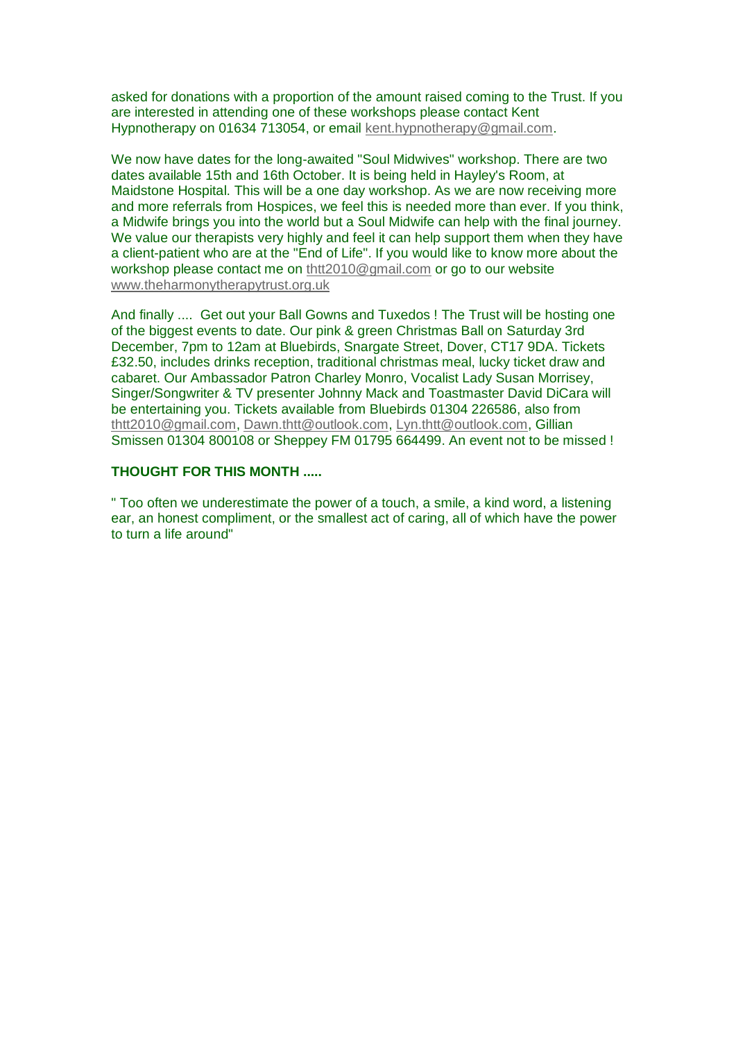asked for donations with a proportion of the amount raised coming to the Trust. If you are interested in attending one of these workshops please contact Kent Hypnotherapy on 01634 713054, or email kent.hypnotherapy@gmail.com.

We now have dates for the long-awaited "Soul Midwives" workshop. There are two dates available 15th and 16th October. It is being held in Hayley's Room, at Maidstone Hospital. This will be a one day workshop. As we are now receiving more and more referrals from Hospices, we feel this is needed more than ever. If you think, a Midwife brings you into the world but a Soul Midwife can help with the final journey. We value our therapists very highly and feel it can help support them when they have a client-patient who are at the "End of Life". If you would like to know more about the workshop please contact me on thtt2010@gmail.com or go to our website www.theharmonytherapytrust.org.uk

And finally .... Get out your Ball Gowns and Tuxedos ! The Trust will be hosting one of the biggest events to date. Our pink & green Christmas Ball on Saturday 3rd December, 7pm to 12am at Bluebirds, Snargate Street, Dover, CT17 9DA. Tickets £32.50, includes drinks reception, traditional christmas meal, lucky ticket draw and cabaret. Our Ambassador Patron Charley Monro, Vocalist Lady Susan Morrisey, Singer/Songwriter & TV presenter Johnny Mack and Toastmaster David DiCara will be entertaining you. Tickets available from Bluebirds 01304 226586, also from thtt2010@gmail.com, Dawn.thtt@outlook.com, Lyn.thtt@outlook.com, Gillian Smissen 01304 800108 or Sheppey FM 01795 664499. An event not to be missed !

**THOUGHT FOR THIS MONTH .....**

" Too often we underestimate the power of a touch, a smile, a kind word, a listening ear, an honest compliment, or the smallest act of caring, all of which have the power to turn a life around"